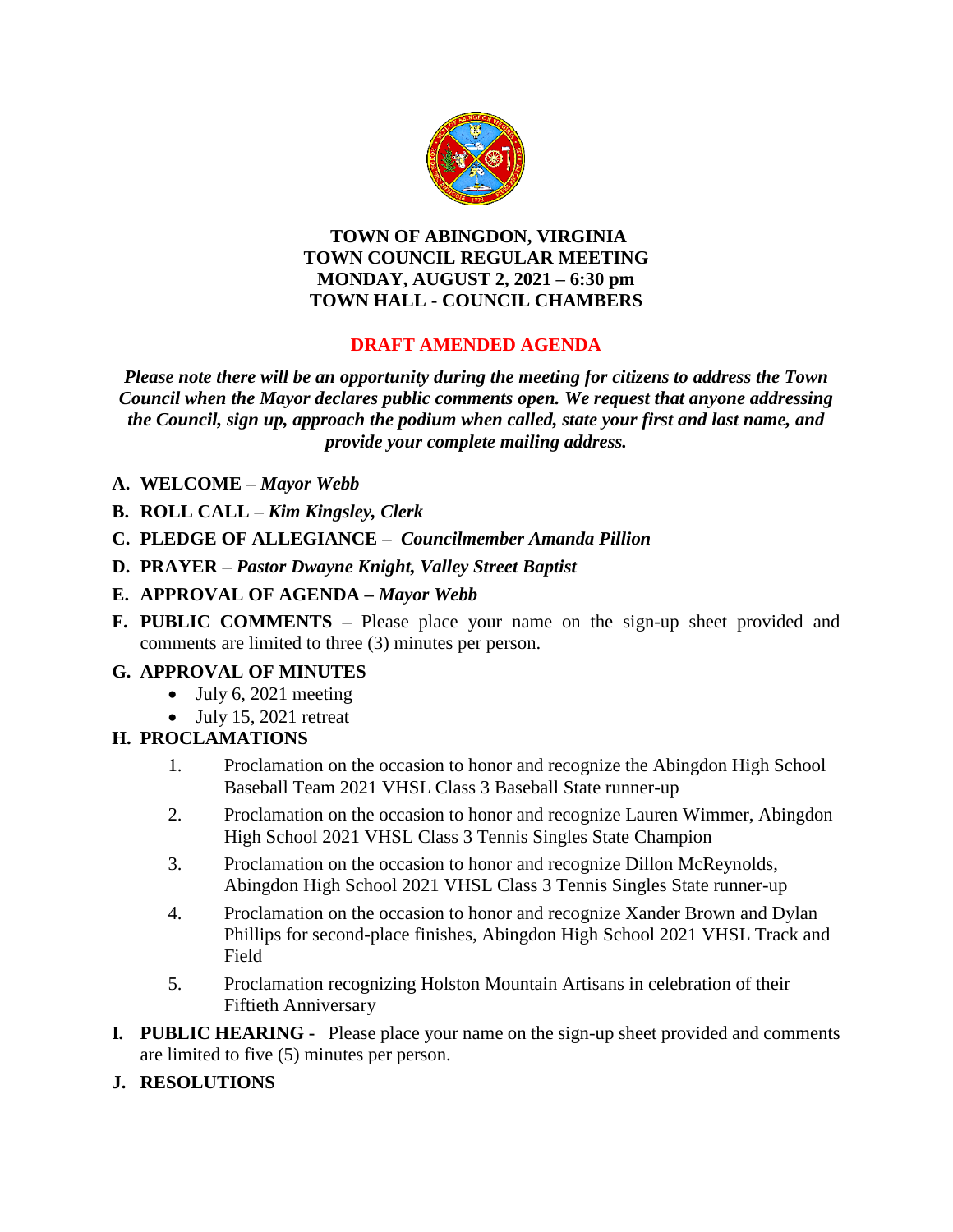**TOWN OF ABINGDON, VIRGINIA**
**TOWN COUNCIL REGULAR MEETING**
**MONDAY, AUGUST 2, 2021 – 6:30 pm**
**TOWN HALL - COUNCIL CHAMBERS**

**DRAFT AMENDED AGENDA**

***Please note there will be an opportunity during the meeting for citizens to address the Town Council when the Mayor declares public comments open. We request that anyone addressing the Council, sign up, approach the podium when called, state your first and last name, and provide your complete mailing address.***

**A. WELCOME –** ***Mayor Webb***

**B. ROLL CALL –** ***Kim Kingsley, Clerk***

**C. PLEDGE OF ALLEGIANCE –** ***Councilmember Amanda Pillion***

**D. PRAYER –** ***Pastor Dwayne Knight, Valley Street Baptist***

**E. APPROVAL OF AGENDA –** ***Mayor Webb***

**F. PUBLIC COMMENTS –** Please place your name on the sign-up sheet provided and comments are limited to three (3) minutes per person.

**G. APPROVAL OF MINUTES**

- July 6, 2021 meeting
- July 15, 2021 retreat

**H. PROCLAMATIONS**

1. Proclamation on the occasion to honor and recognize the Abingdon High School Baseball Team 2021 VHSL Class 3 Baseball State runner-up
2. Proclamation on the occasion to honor and recognize Lauren Wimmer, Abingdon High School 2021 VHSL Class 3 Tennis Singles State Champion
3. Proclamation on the occasion to honor and recognize Dillon McReynolds, Abingdon High School 2021 VHSL Class 3 Tennis Singles State runner-up
4. Proclamation on the occasion to honor and recognize Xander Brown and Dylan Phillips for second-place finishes, Abingdon High School 2021 VHSL Track and Field
5. Proclamation recognizing Holston Mountain Artisans in celebration of their Fiftieth Anniversary

**I. PUBLIC HEARING -** Please place your name on the sign-up sheet provided and comments are limited to five (5) minutes per person.

**J. RESOLUTIONS**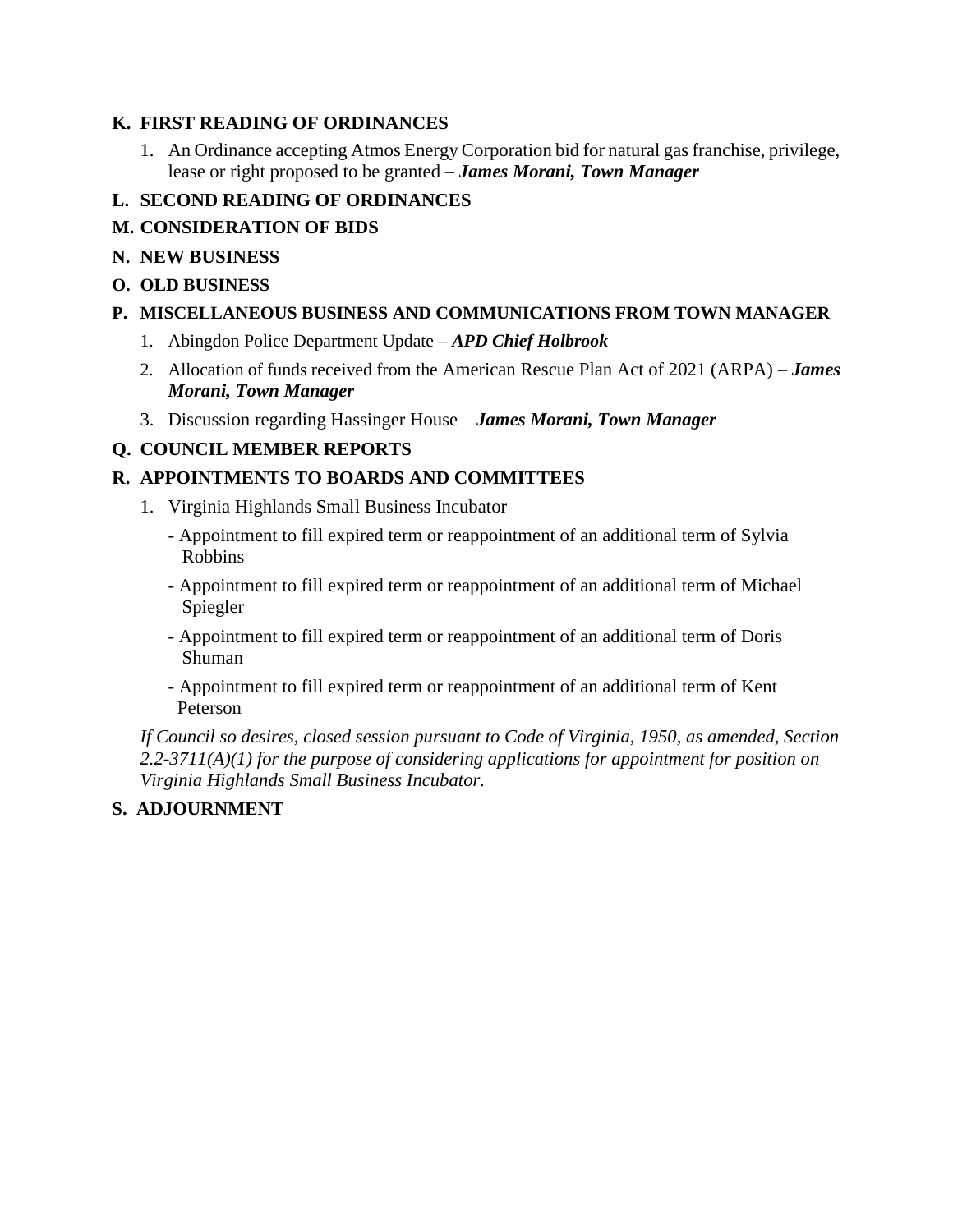**K. FIRST READING OF ORDINANCES**

1. An Ordinance accepting Atmos Energy Corporation bid for natural gas franchise, privilege, lease or right proposed to be granted – ***James Morani, Town Manager***

**L. SECOND READING OF ORDINANCES**

**M. CONSIDERATION OF BIDS**

**N. NEW BUSINESS**

**O. OLD BUSINESS**

**P. MISCELLANEOUS BUSINESS AND COMMUNICATIONS FROM TOWN MANAGER**

1. Abingdon Police Department Update – ***APD Chief Holbrook***
2. Allocation of funds received from the American Rescue Plan Act of 2021 (ARPA) – ***James Morani, Town Manager***
3. Discussion regarding Hassinger House – ***James Morani, Town Manager***

**Q. COUNCIL MEMBER REPORTS**

**R. APPOINTMENTS TO BOARDS AND COMMITTEES**

1. Virginia Highlands Small Business Incubator
   - Appointment to fill expired term or reappointment of an additional term of Sylvia Robbins
   - Appointment to fill expired term or reappointment of an additional term of Michael Spiegler
   - Appointment to fill expired term or reappointment of an additional term of Doris Shuman
   - Appointment to fill expired term or reappointment of an additional term of Kent Peterson

*If Council so desires, closed session pursuant to Code of Virginia, 1950, as amended, Section 2.2-3711(A)(1) for the purpose of considering applications for appointment for position on Virginia Highlands Small Business Incubator.*

**S. ADJOURNMENT**